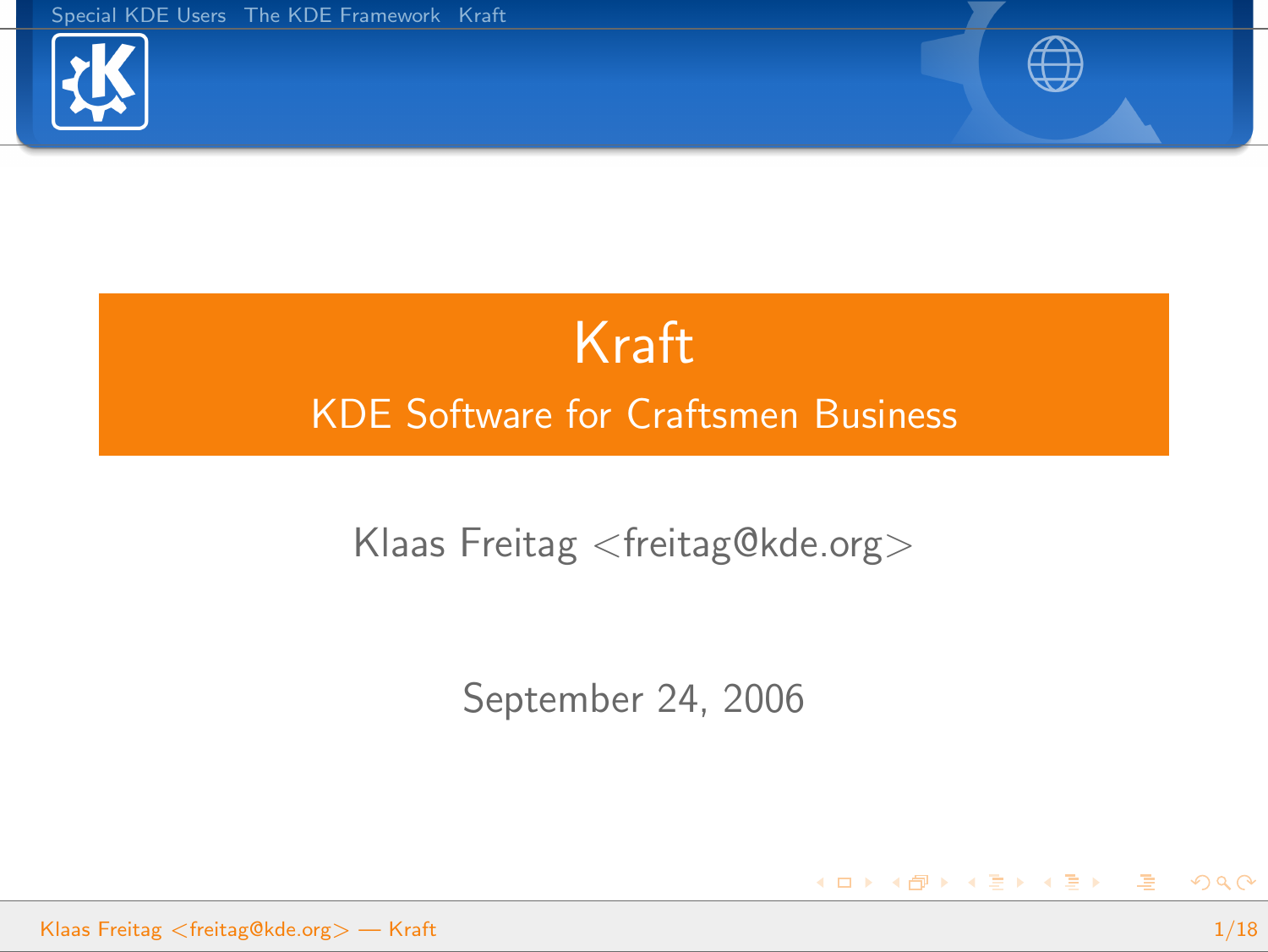# Kraft

## KDE Software for Craftsmen Business

Klaas Freitag <freitag@kde.org>

September 24, 2006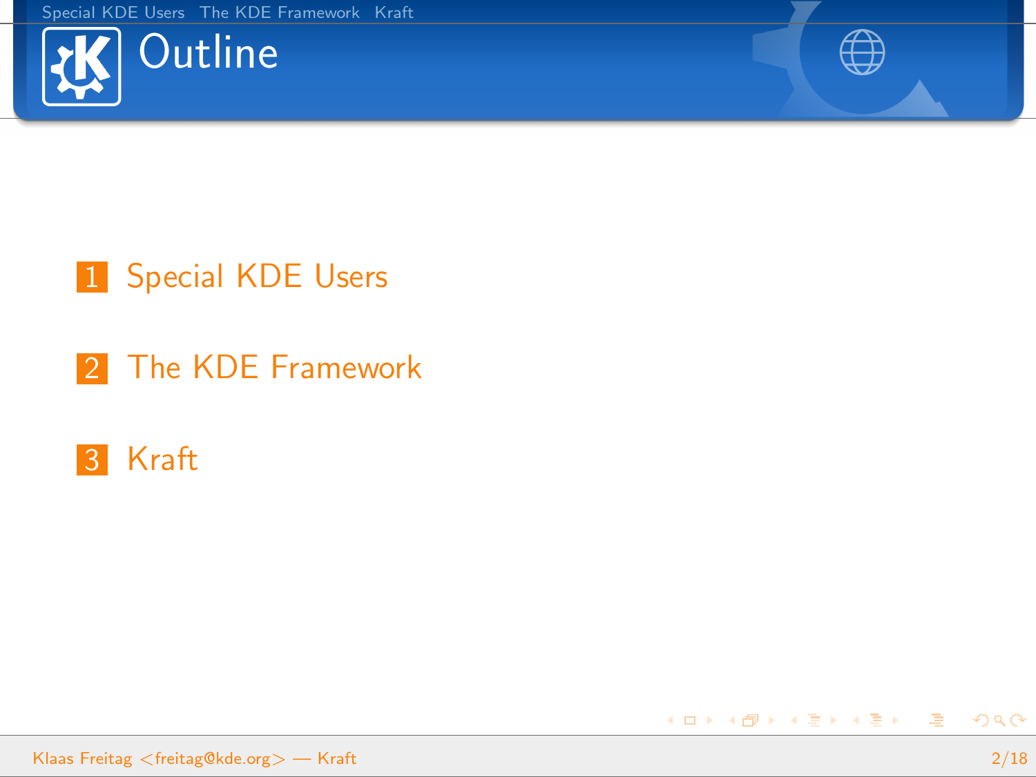# Outline

1. Special KDE Users
2. The KDE Framework
3. Kraft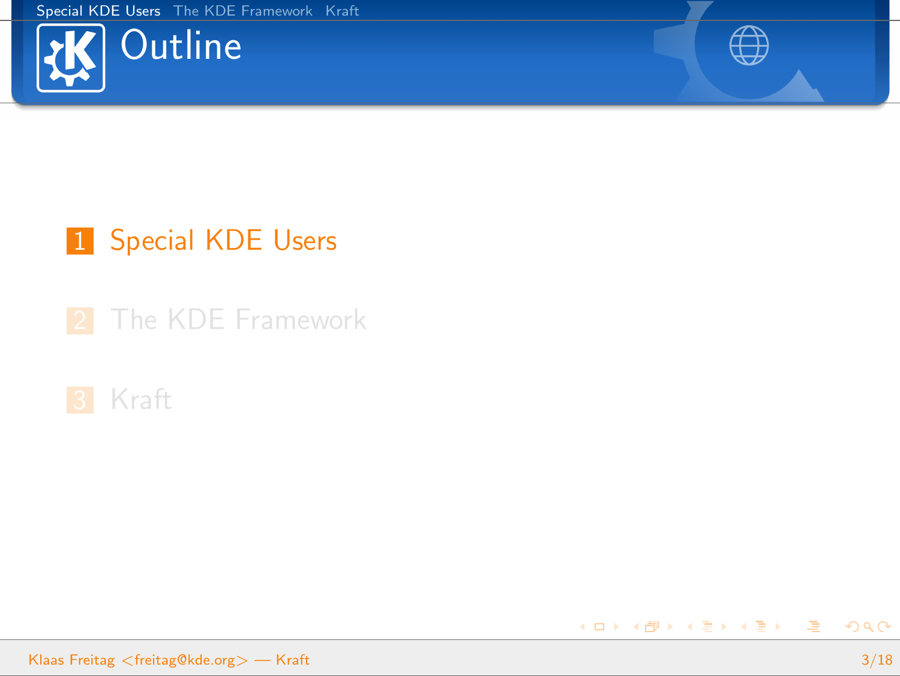# Outline

1. Special KDE Users
2. The KDE Framework
3. Kraft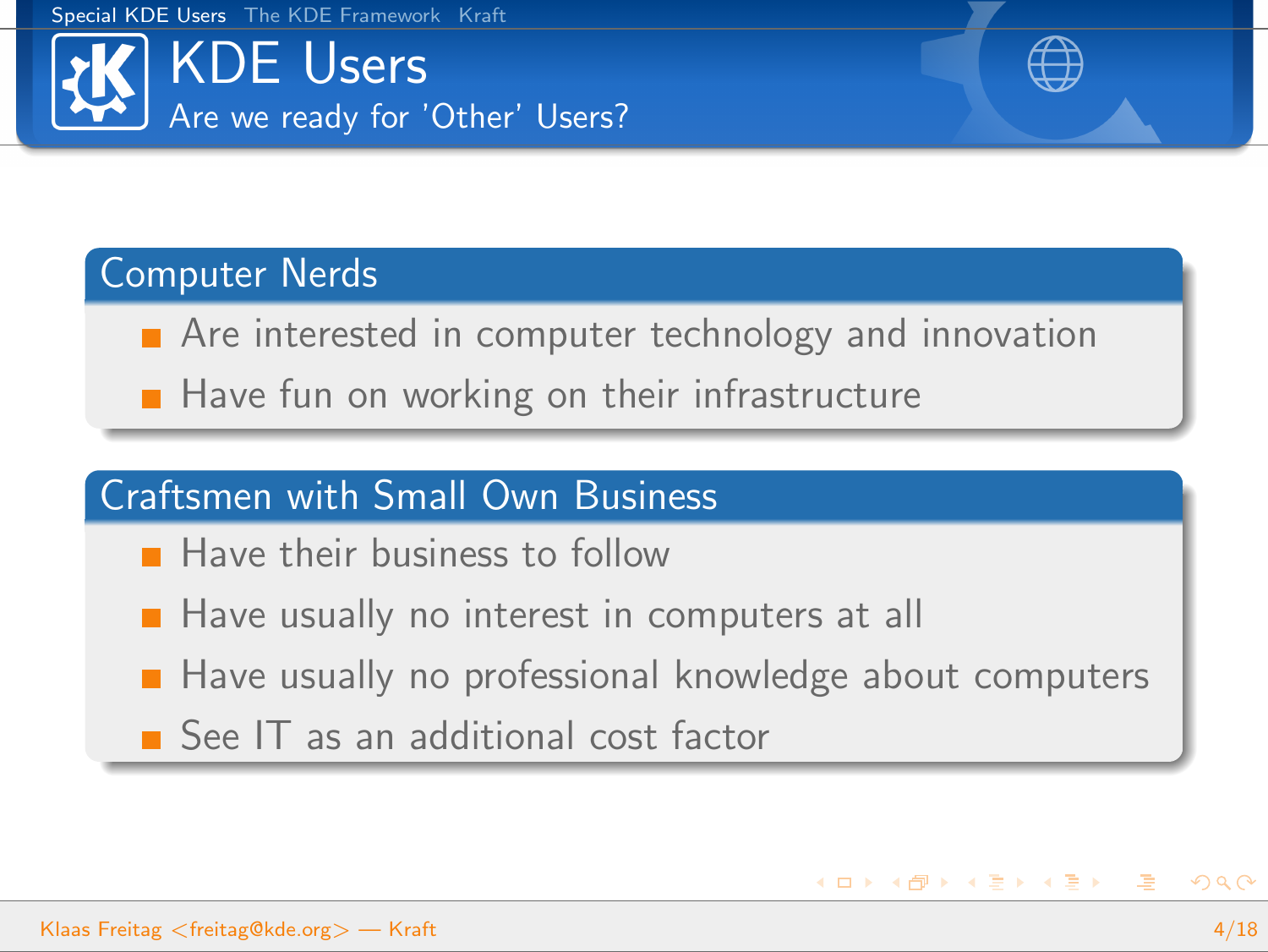# KDE Users

## Are we ready for 'Other' Users?

### Computer Nerds

- Are interested in computer technology and innovation
- Have fun on working on their infrastructure

### Craftsmen with Small Own Business

- Have their business to follow
- Have usually no interest in computers at all
- Have usually no professional knowledge about computers
- See IT as an additional cost factor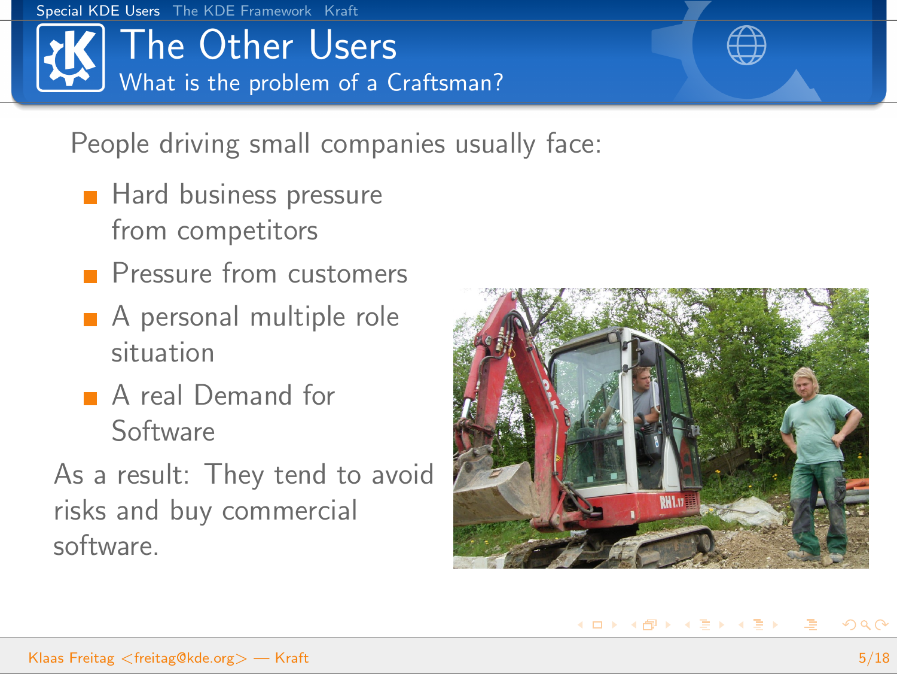# The Other Users

## What is the problem of a Craftsman?

People driving small companies usually face:

- Hard business pressure from competitors
- Pressure from customers
- A personal multiple role situation
- A real Demand for Software

As a result: They tend to avoid risks and buy commercial software.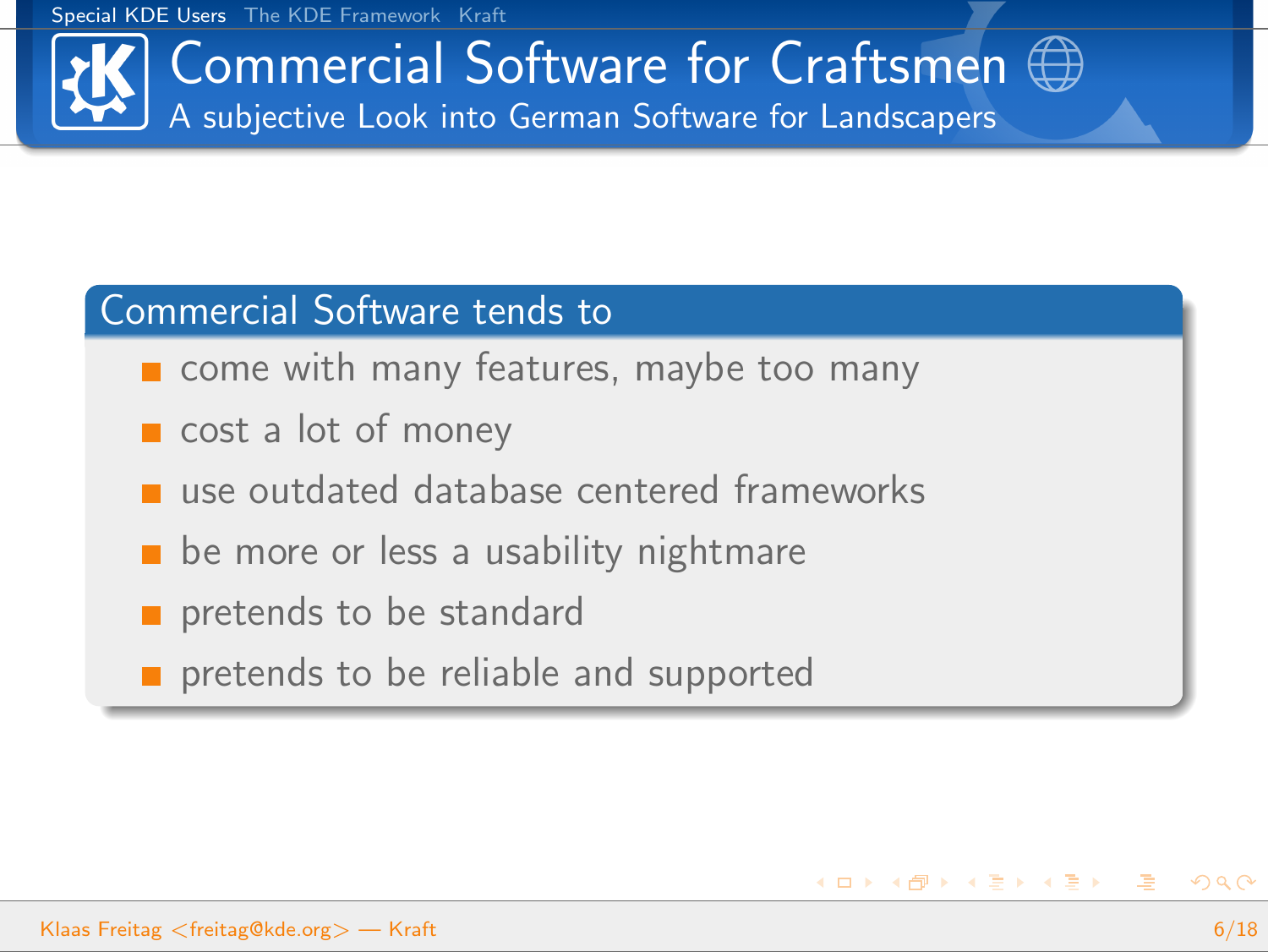# Commercial Software for Craftsmen

## A subjective Look into German Software for Landscapers

### Commercial Software tends to

- come with many features, maybe too many
- cost a lot of money
- use outdated database centered frameworks
- be more or less a usability nightmare
- pretends to be standard
- pretends to be reliable and supported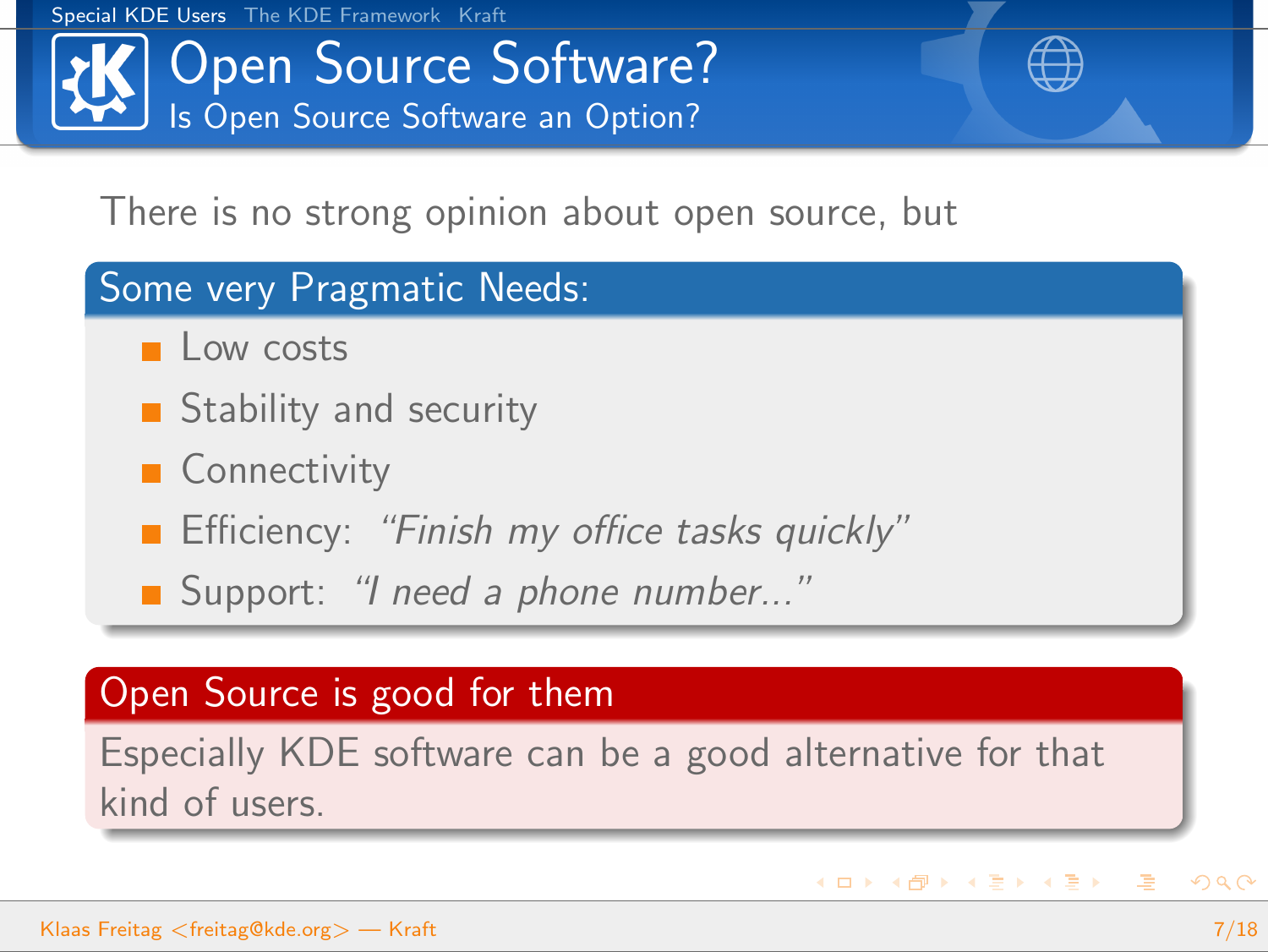# Open Source Software?

## Is Open Source Software an Option?

There is no strong opinion about open source, but

**Some very Pragmatic Needs:**

- Low costs
- Stability and security
- Connectivity
- Efficiency: *"Finish my office tasks quickly"*
- Support: *"I need a phone number..."*

**Open Source is good for them**

Especially KDE software can be a good alternative for that kind of users.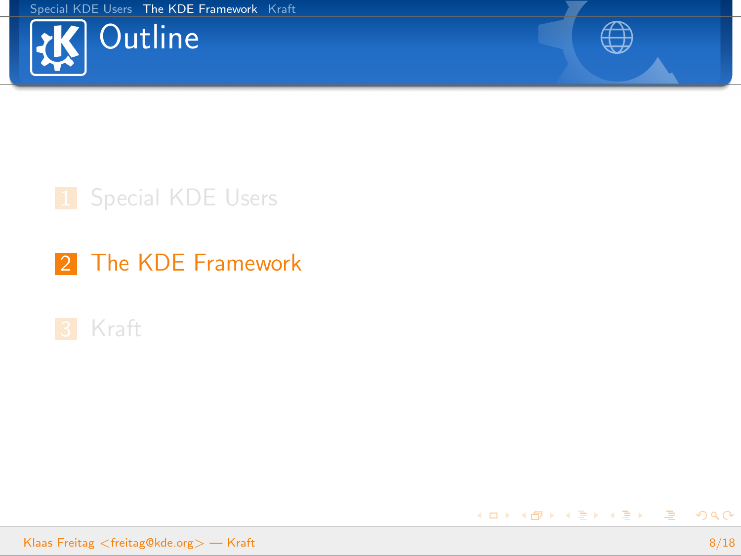# Outline

1. Special KDE Users
2. The KDE Framework
3. Kraft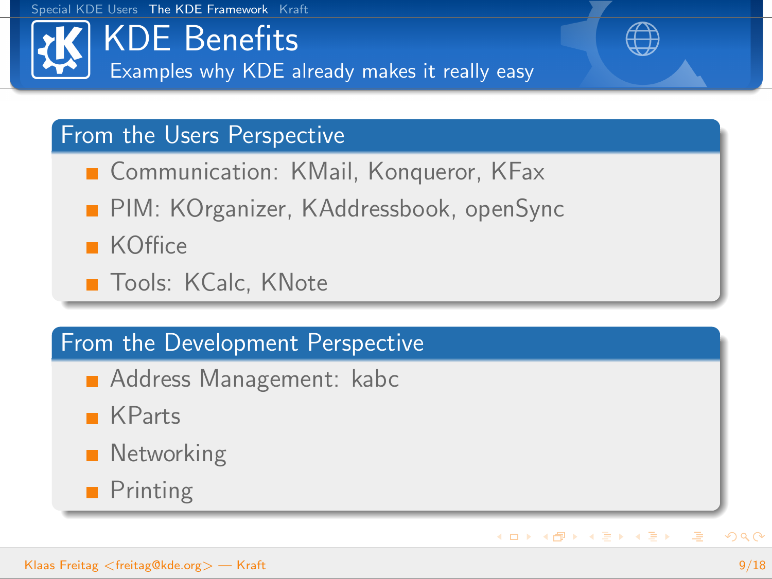# KDE Benefits

Examples why KDE already makes it really easy

## From the Users Perspective

- Communication: KMail, Konqueror, KFax
- PIM: KOrganizer, KAddressbook, openSync
- KOffice
- Tools: KCalc, KNote

## From the Development Perspective

- Address Management: kabc
- KParts
- Networking
- Printing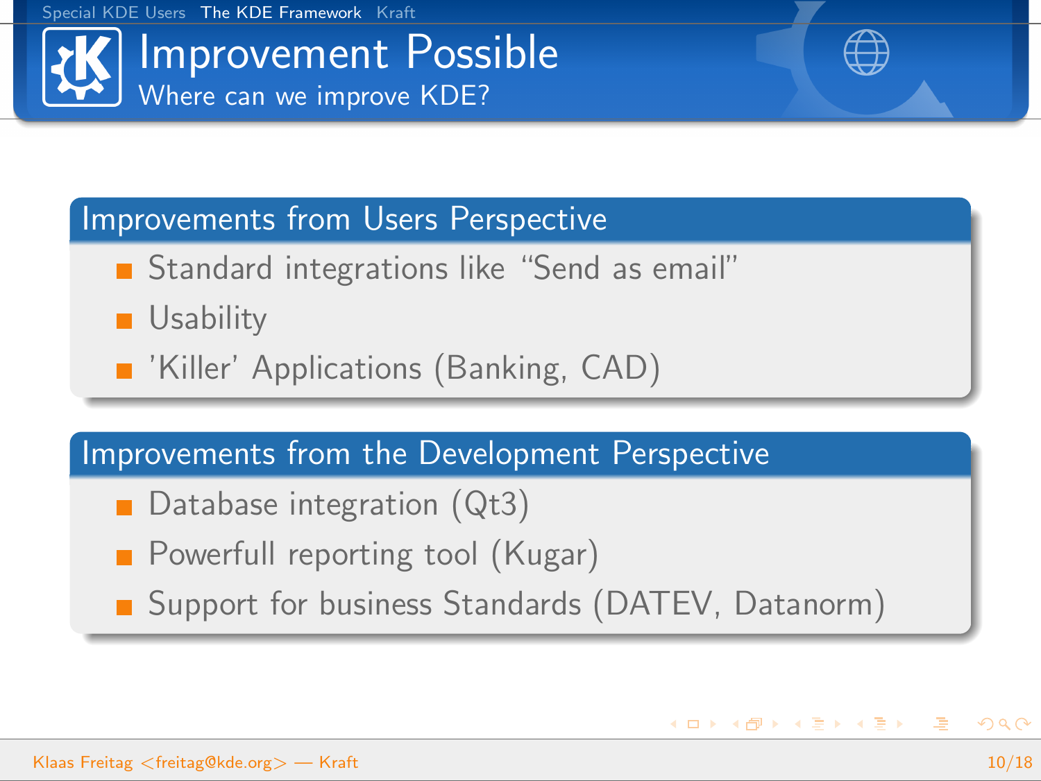# Improvement Possible

## Where can we improve KDE?

### Improvements from Users Perspective

- Standard integrations like “Send as email”
- Usability
- 'Killer' Applications (Banking, CAD)

### Improvements from the Development Perspective

- Database integration (Qt3)
- Powerfull reporting tool (Kugar)
- Support for business Standards (DATEV, Datanorm)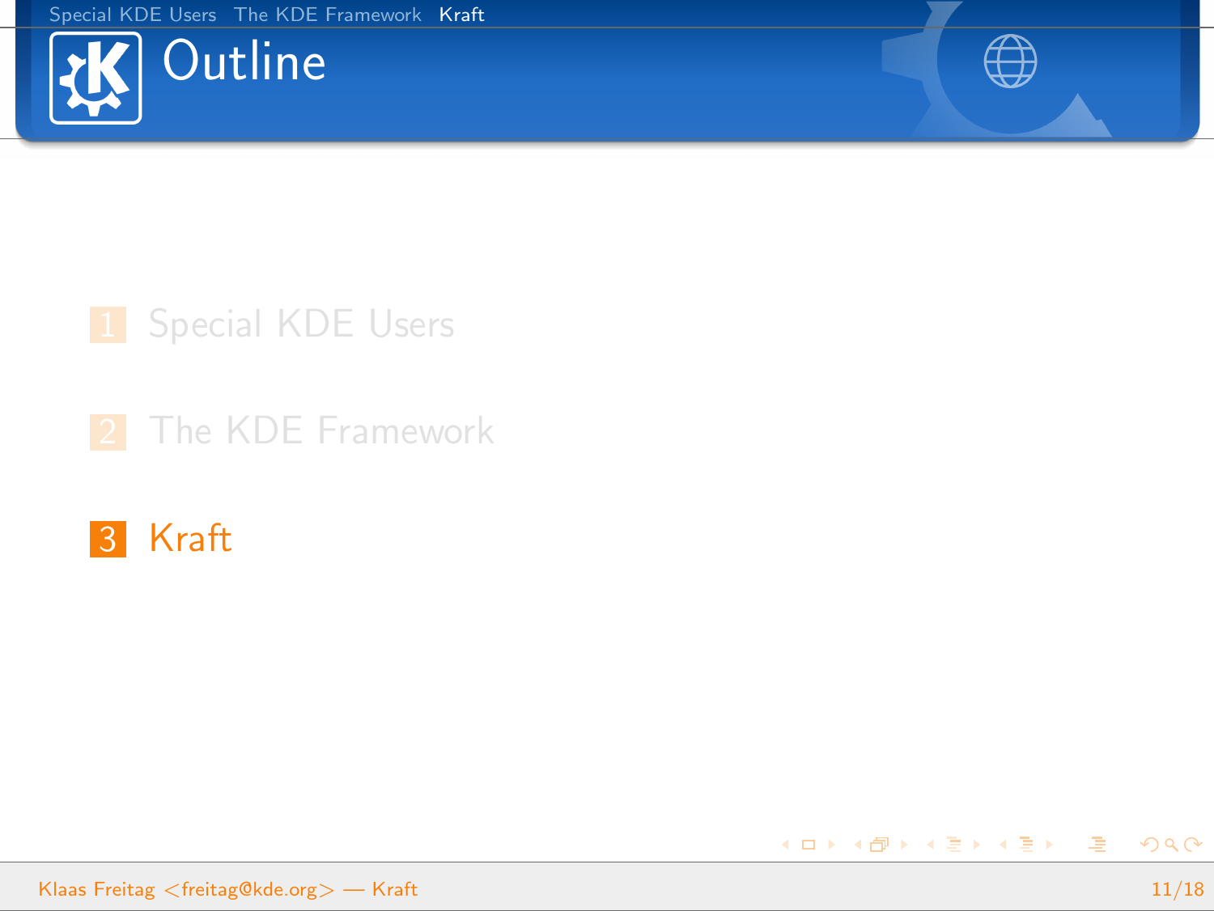# Outline

1. Special KDE Users
2. The KDE Framework
3. Kraft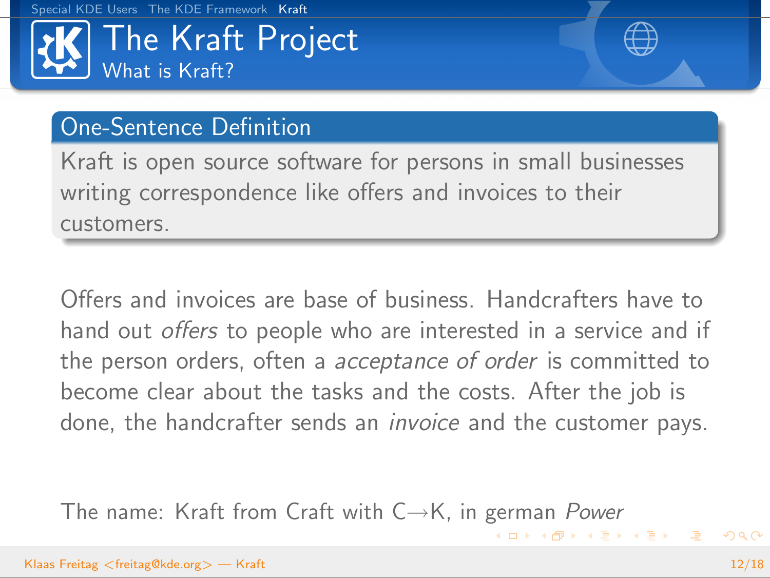# The Kraft Project

## What is Kraft?

### One-Sentence Definition

Kraft is open source software for persons in small businesses writing correspondence like offers and invoices to their customers.

Offers and invoices are base of business. Handcrafters have to hand out *offers* to people who are interested in a service and if the person orders, often a *acceptance of order* is committed to become clear about the tasks and the costs. After the job is done, the handcrafter sends an *invoice* and the customer pays.

The name: Kraft from Craft with C→K, in german *Power*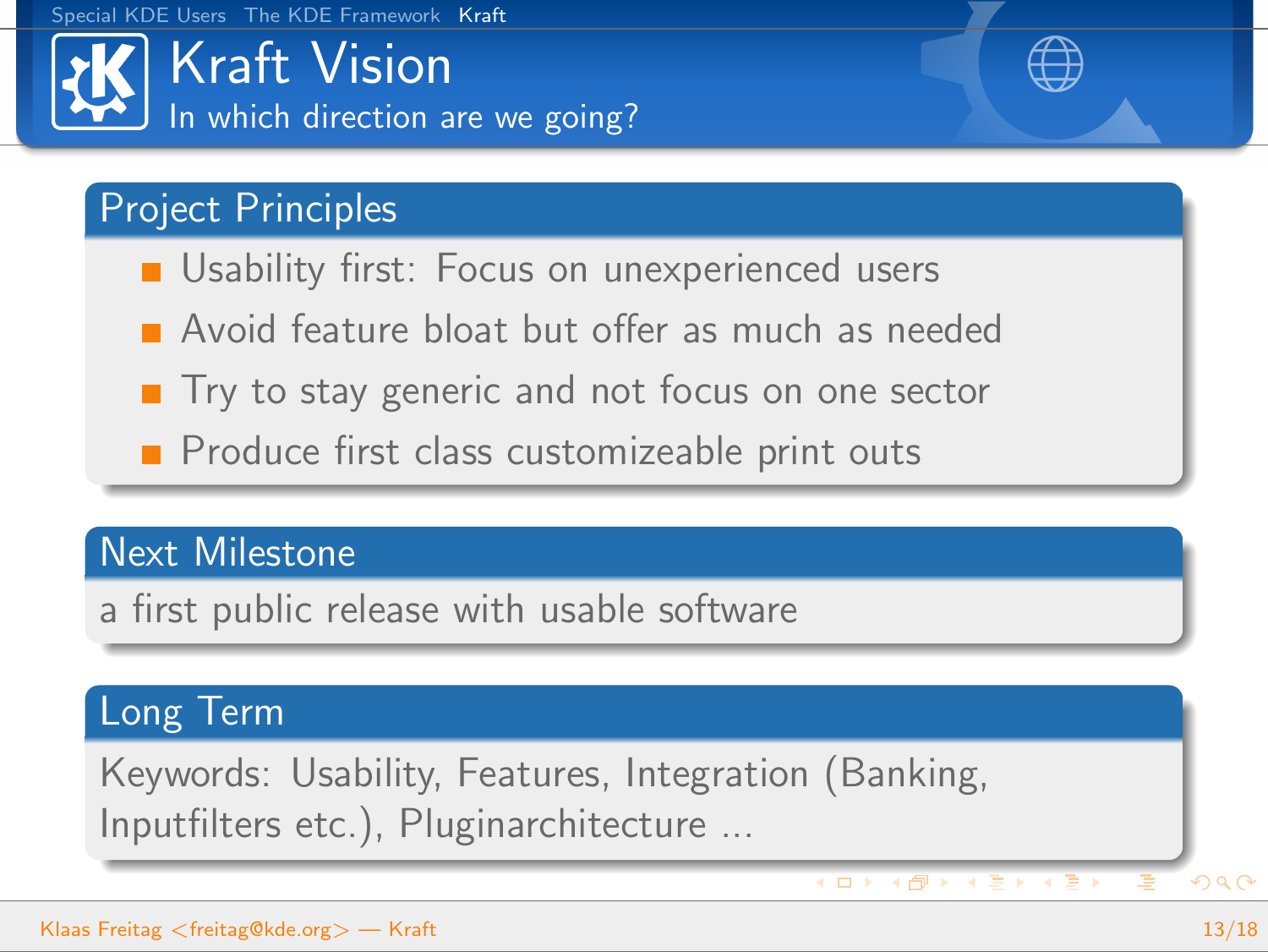# Kraft Vision

In which direction are we going?

## Project Principles

- Usability first: Focus on unexperienced users
- Avoid feature bloat but offer as much as needed
- Try to stay generic and not focus on one sector
- Produce first class customizeable print outs

## Next Milestone

a first public release with usable software

## Long Term

Keywords: Usability, Features, Integration (Banking, Inputfilters etc.), Pluginarchitecture ...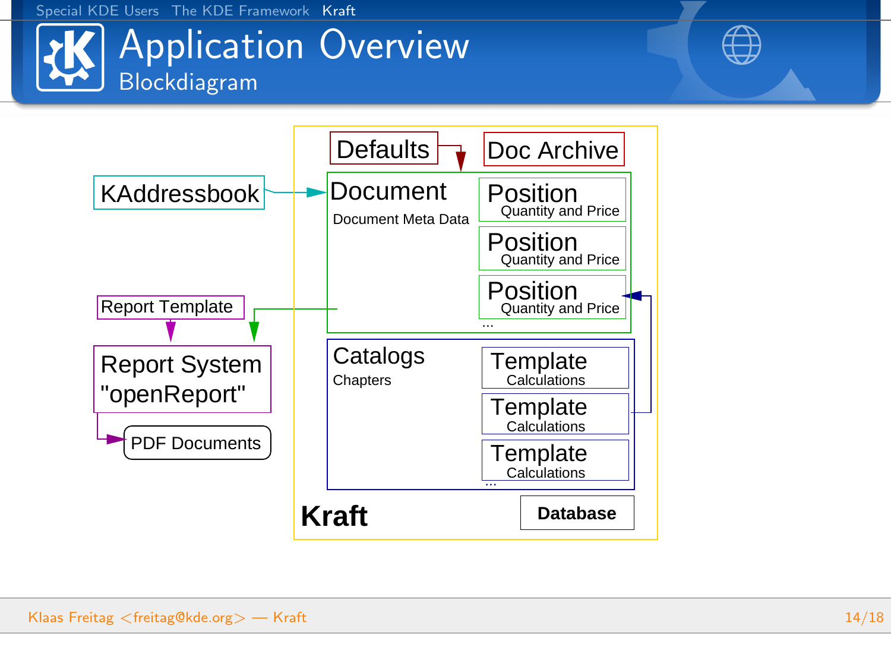# Application Overview

## Blockdiagram

Defaults

Doc Archive

KAddressbook

Document

Document Meta Data

Position
Quantity and Price

Position
Quantity and Price

Position
Quantity and Price

...

Report Template

Report System
"openReport"

PDF Documents

Catalogs

Chapters

Template
Calculations

Template
Calculations

Template
Calculations

...

**Kraft**

**Database**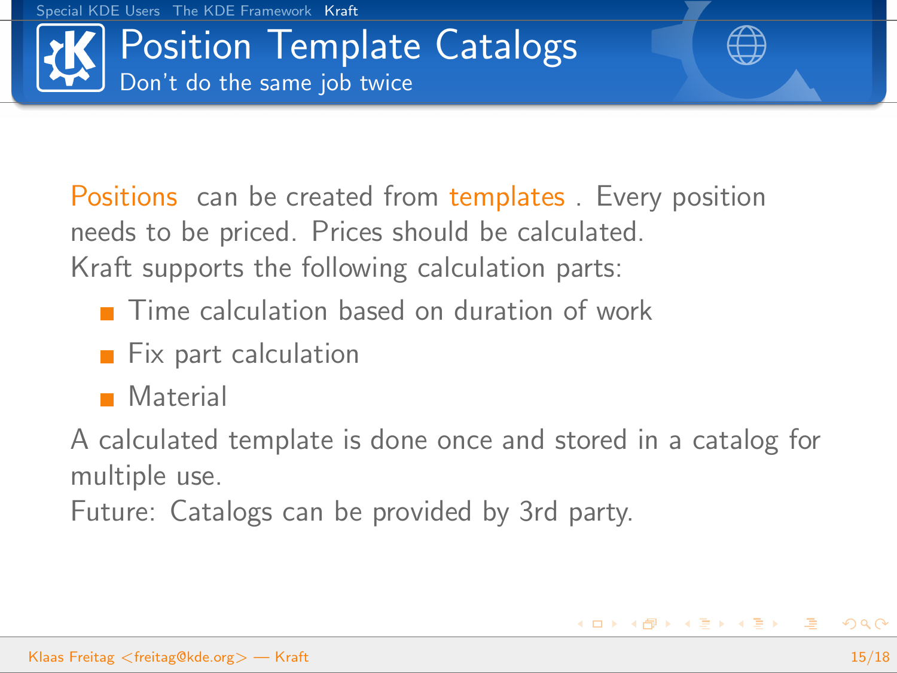# Position Template Catalogs

## Don't do the same job twice

Positions can be created from templates. Every position needs to be priced. Prices should be calculated.

Kraft supports the following calculation parts:

- Time calculation based on duration of work
- Fix part calculation
- Material

A calculated template is done once and stored in a catalog for multiple use.

Future: Catalogs can be provided by 3rd party.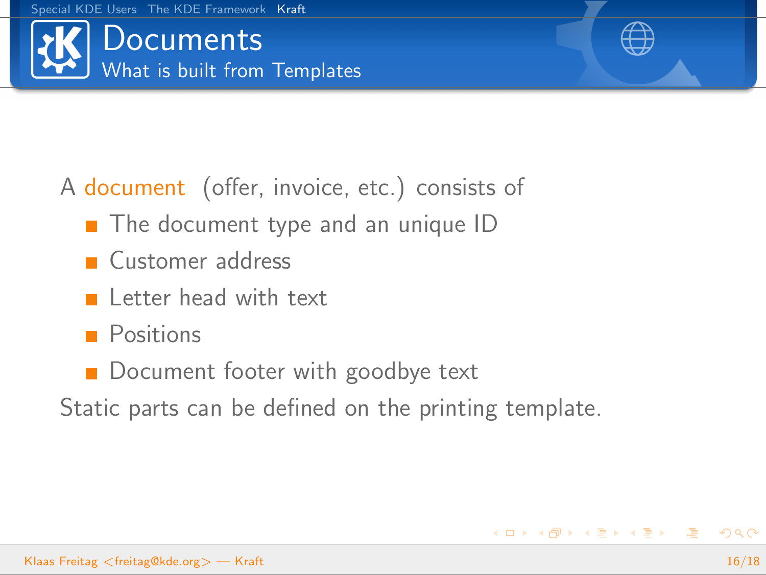# Documents

## What is built from Templates

A document (offer, invoice, etc.) consists of

- The document type and an unique ID
- Customer address
- Letter head with text
- Positions
- Document footer with goodbye text

Static parts can be defined on the printing template.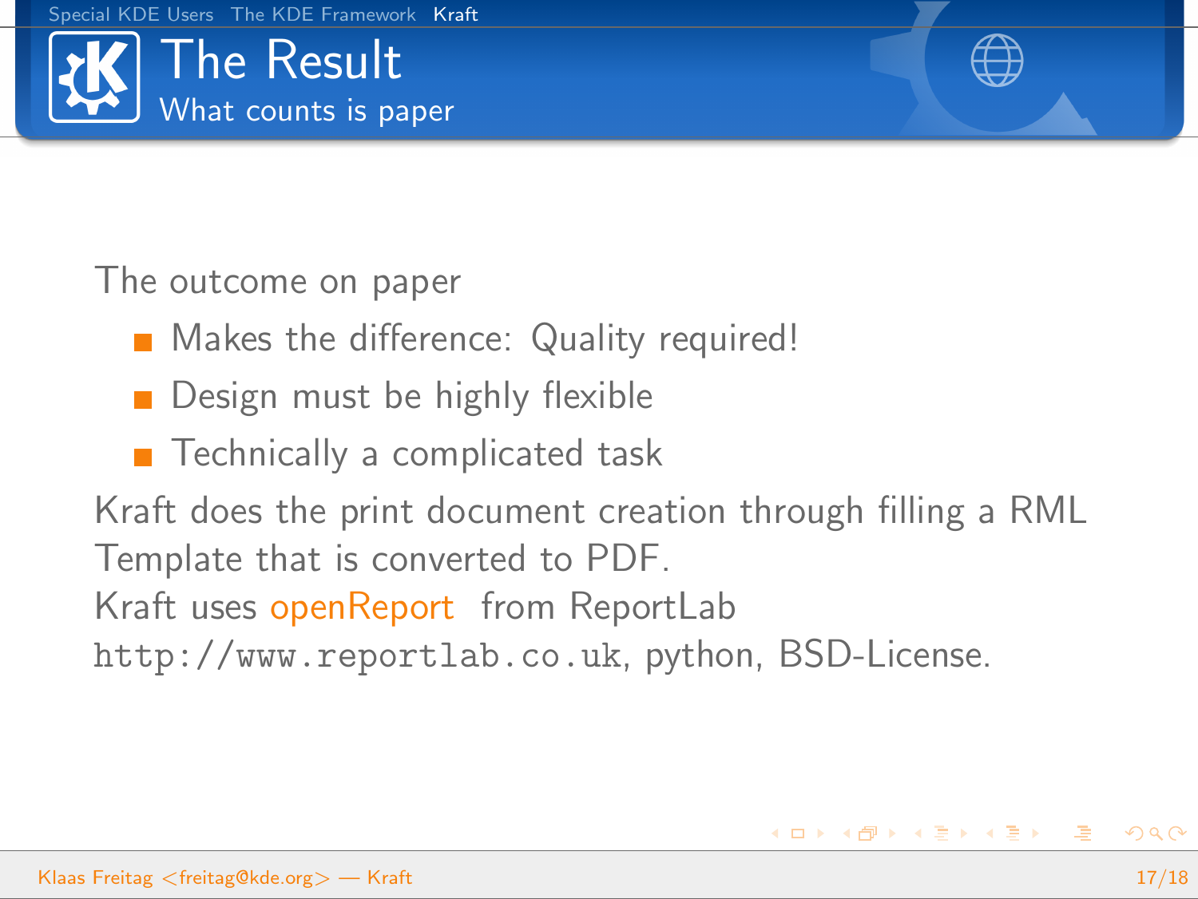# The Result

## What counts is paper

The outcome on paper

- Makes the difference: Quality required!
- Design must be highly flexible
- Technically a complicated task

Kraft does the print document creation through filling a RML Template that is converted to PDF.

Kraft uses openReport from ReportLab http://www.reportlab.co.uk, python, BSD-License.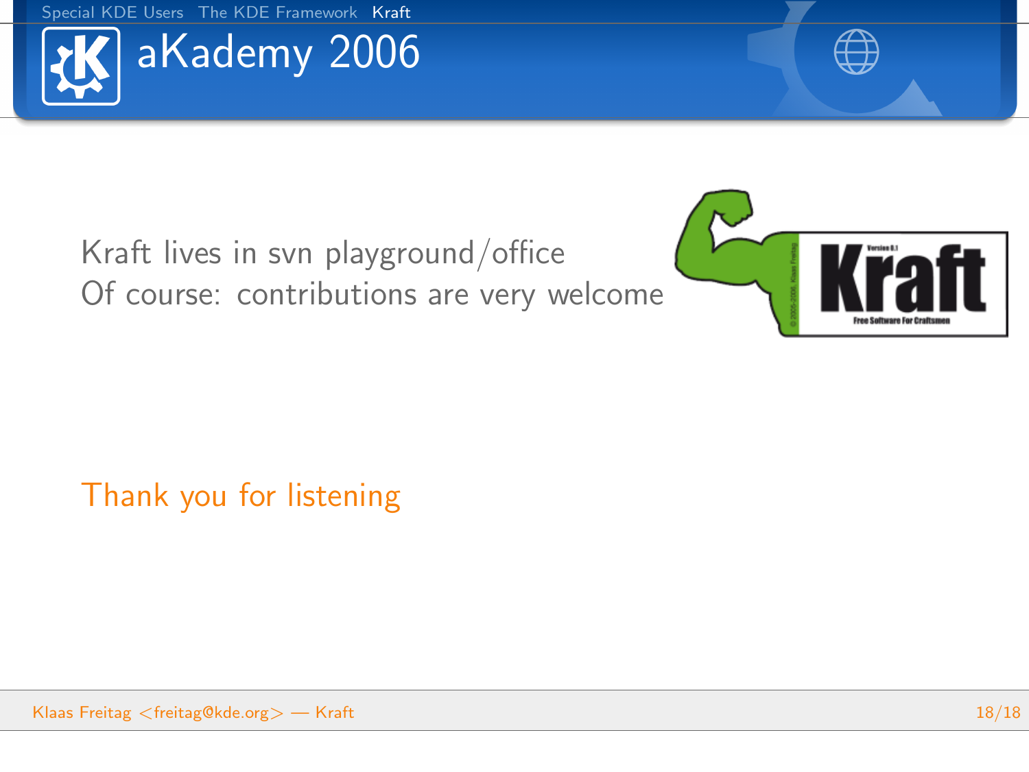# aKademy 2006

Kraft lives in svn playground/office
Of course: contributions are very welcome

Thank you for listening